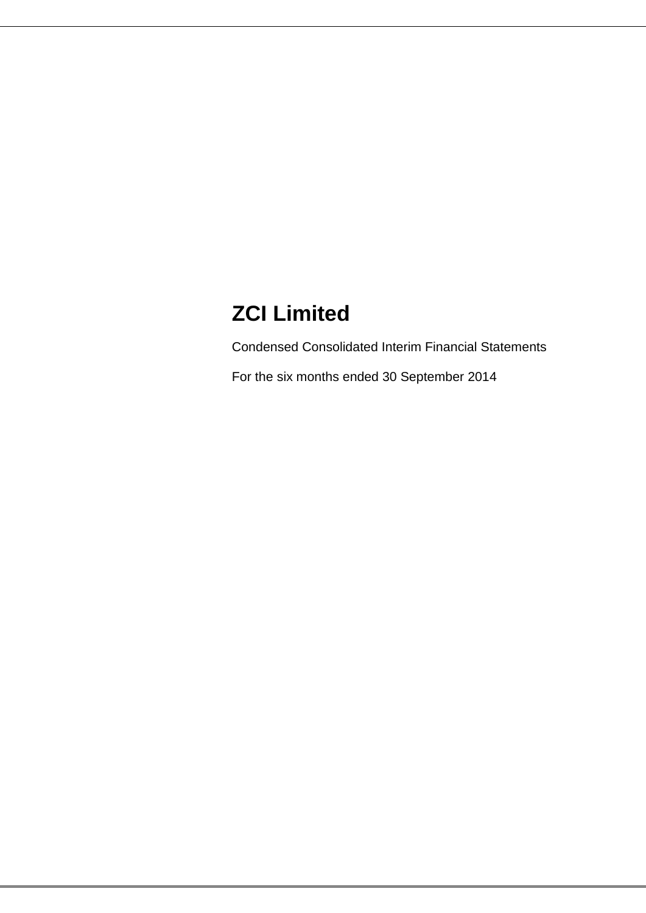# ZCI Limited

Condensed Consolidated Interim Financial Statements

For the six months ended 30 September 2014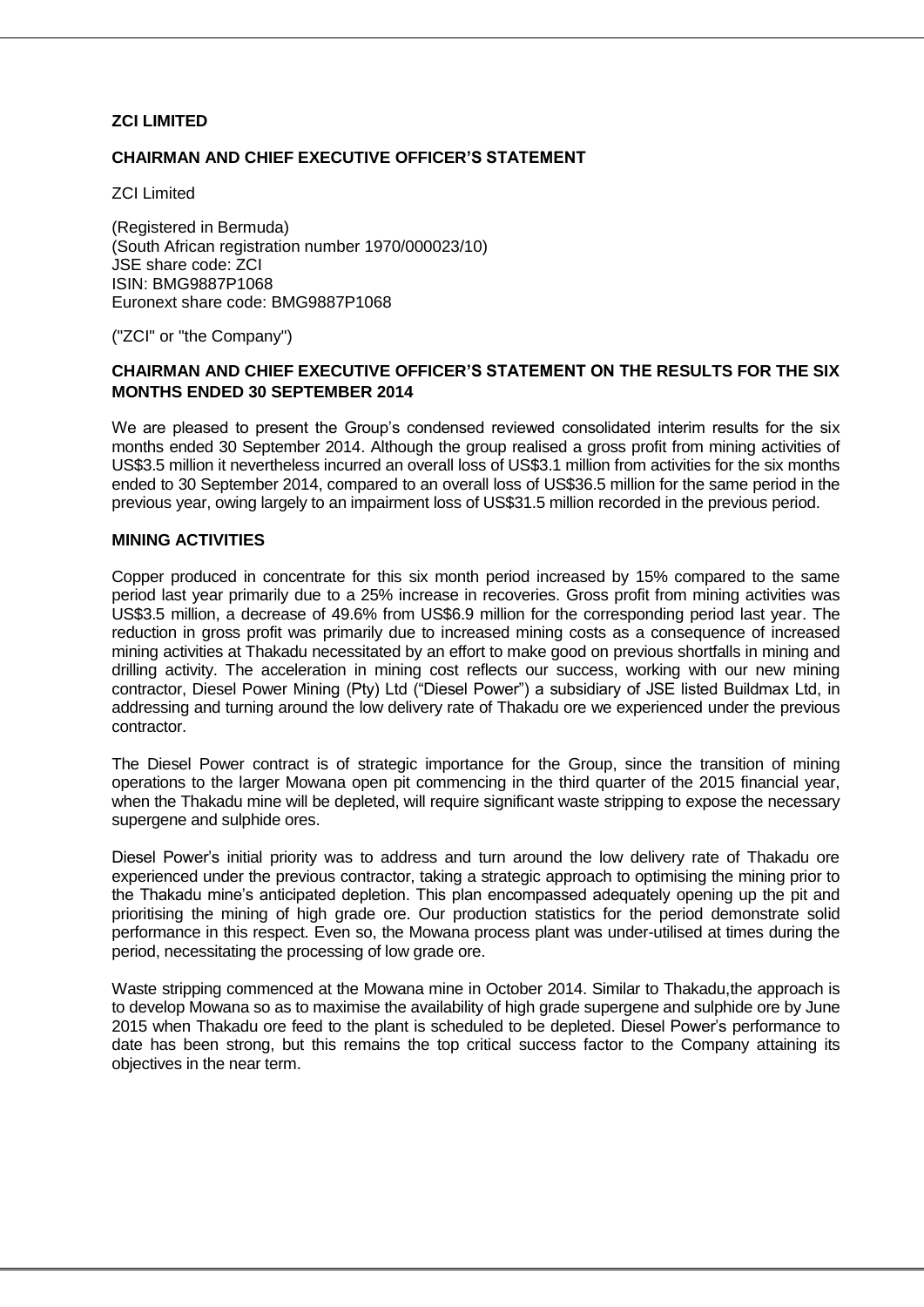**ZCI LIMITED**

**CHAIRMAN AND CHIEF EXECUTIVE OFFICER'S STATEMENT**

ZCI Limited

(Registered in Bermuda)
(South African registration number 1970/000023/10)
JSE share code: ZCI
ISIN: BMG9887P1068
Euronext share code: BMG9887P1068

("ZCI" or "the Company")

**CHAIRMAN AND CHIEF EXECUTIVE OFFICER'S STATEMENT ON THE RESULTS FOR THE SIX MONTHS ENDED 30 SEPTEMBER 2014**

We are pleased to present the Group's condensed reviewed consolidated interim results for the six months ended 30 September 2014. Although the group realised a gross profit from mining activities of US$3.5 million it nevertheless incurred an overall loss of US$3.1 million from activities for the six months ended to 30 September 2014, compared to an overall loss of US$36.5 million for the same period in the previous year, owing largely to an impairment loss of US$31.5 million recorded in the previous period.

**MINING ACTIVITIES**

Copper produced in concentrate for this six month period increased by 15% compared to the same period last year primarily due to a 25% increase in recoveries. Gross profit from mining activities was US$3.5 million, a decrease of 49.6% from US$6.9 million for the corresponding period last year. The reduction in gross profit was primarily due to increased mining costs as a consequence of increased mining activities at Thakadu necessitated by an effort to make good on previous shortfalls in mining and drilling activity. The acceleration in mining cost reflects our success, working with our new mining contractor, Diesel Power Mining (Pty) Ltd ("Diesel Power") a subsidiary of JSE listed Buildmax Ltd, in addressing and turning around the low delivery rate of Thakadu ore we experienced under the previous contractor.

The Diesel Power contract is of strategic importance for the Group, since the transition of mining operations to the larger Mowana open pit commencing in the third quarter of the 2015 financial year, when the Thakadu mine will be depleted, will require significant waste stripping to expose the necessary supergene and sulphide ores.

Diesel Power's initial priority was to address and turn around the low delivery rate of Thakadu ore experienced under the previous contractor, taking a strategic approach to optimising the mining prior to the Thakadu mine's anticipated depletion. This plan encompassed adequately opening up the pit and prioritising the mining of high grade ore. Our production statistics for the period demonstrate solid performance in this respect. Even so, the Mowana process plant was under-utilised at times during the period, necessitating the processing of low grade ore.

Waste stripping commenced at the Mowana mine in October 2014. Similar to Thakadu,the approach is to develop Mowana so as to maximise the availability of high grade supergene and sulphide ore by June 2015 when Thakadu ore feed to the plant is scheduled to be depleted. Diesel Power's performance to date has been strong, but this remains the top critical success factor to the Company attaining its objectives in the near term.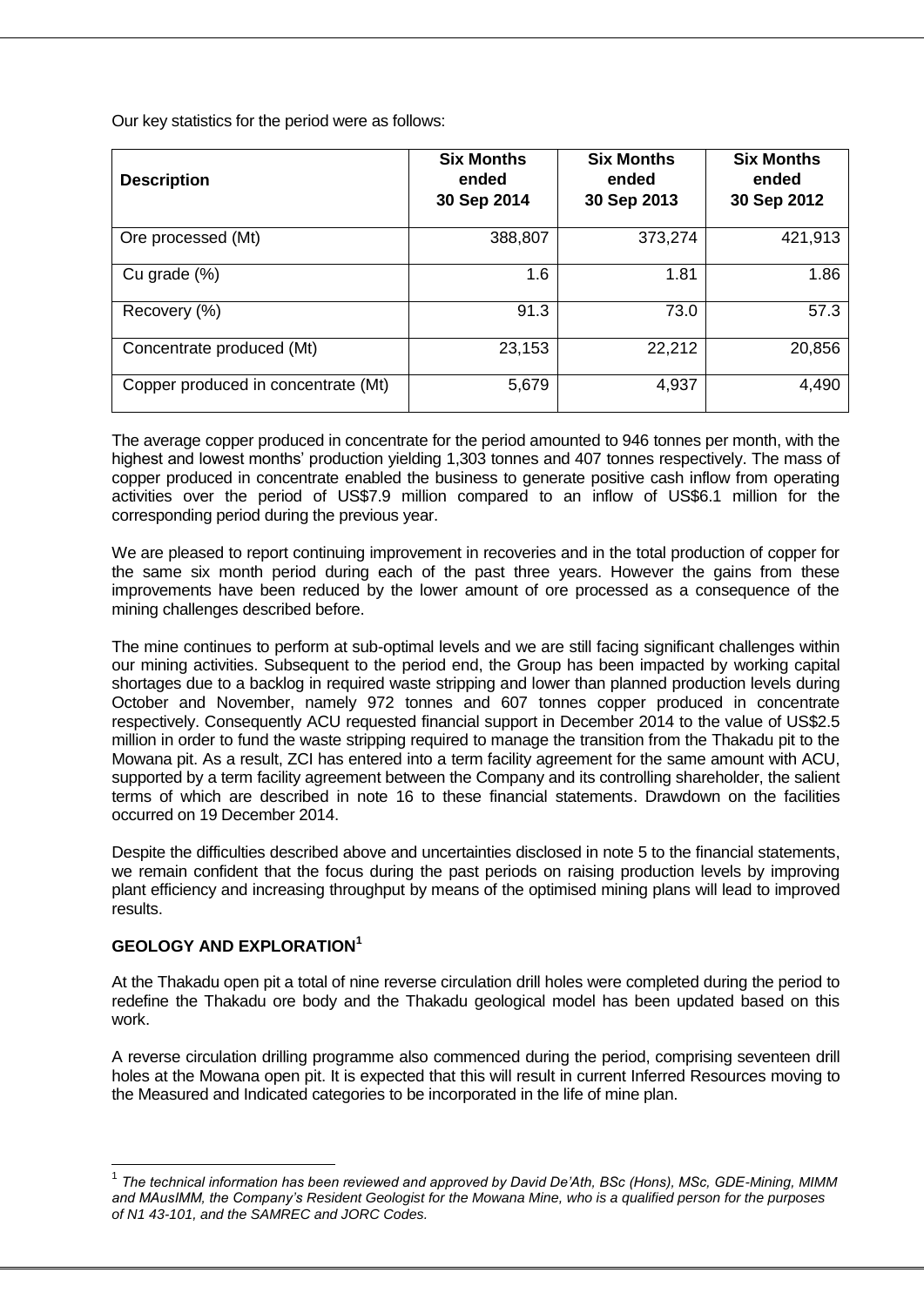Our key statistics for the period were as follows:

| Description | Six Months ended 30 Sep 2014 | Six Months ended 30 Sep 2013 | Six Months ended 30 Sep 2012 |
|---|---|---|---|
| Ore processed (Mt) | 388,807 | 373,274 | 421,913 |
| Cu grade (%) | 1.6 | 1.81 | 1.86 |
| Recovery (%) | 91.3 | 73.0 | 57.3 |
| Concentrate produced (Mt) | 23,153 | 22,212 | 20,856 |
| Copper produced in concentrate (Mt) | 5,679 | 4,937 | 4,490 |

The average copper produced in concentrate for the period amounted to 946 tonnes per month, with the highest and lowest months' production yielding 1,303 tonnes and 407 tonnes respectively. The mass of copper produced in concentrate enabled the business to generate positive cash inflow from operating activities over the period of US$7.9 million compared to an inflow of US$6.1 million for the corresponding period during the previous year.

We are pleased to report continuing improvement in recoveries and in the total production of copper for the same six month period during each of the past three years. However the gains from these improvements have been reduced by the lower amount of ore processed as a consequence of the mining challenges described before.

The mine continues to perform at sub-optimal levels and we are still facing significant challenges within our mining activities. Subsequent to the period end, the Group has been impacted by working capital shortages due to a backlog in required waste stripping and lower than planned production levels during October and November, namely 972 tonnes and 607 tonnes copper produced in concentrate respectively. Consequently ACU requested financial support in December 2014 to the value of US$2.5 million in order to fund the waste stripping required to manage the transition from the Thakadu pit to the Mowana pit. As a result, ZCI has entered into a term facility agreement for the same amount with ACU, supported by a term facility agreement between the Company and its controlling shareholder, the salient terms of which are described in note 16 to these financial statements. Drawdown on the facilities occurred on 19 December 2014.

Despite the difficulties described above and uncertainties disclosed in note 5 to the financial statements, we remain confident that the focus during the past periods on raising production levels by improving plant efficiency and increasing throughput by means of the optimised mining plans will lead to improved results.

## GEOLOGY AND EXPLORATION[1]

At the Thakadu open pit a total of nine reverse circulation drill holes were completed during the period to redefine the Thakadu ore body and the Thakadu geological model has been updated based on this work.

A reverse circulation drilling programme also commenced during the period, comprising seventeen drill holes at the Mowana open pit. It is expected that this will result in current Inferred Resources moving to the Measured and Indicated categories to be incorporated in the life of mine plan.

[1] *The technical information has been reviewed and approved by David De'Ath, BSc (Hons), MSc, GDE-Mining, MIMM and MAusIMM, the Company's Resident Geologist for the Mowana Mine, who is a qualified person for the purposes of N1 43-101, and the SAMREC and JORC Codes.*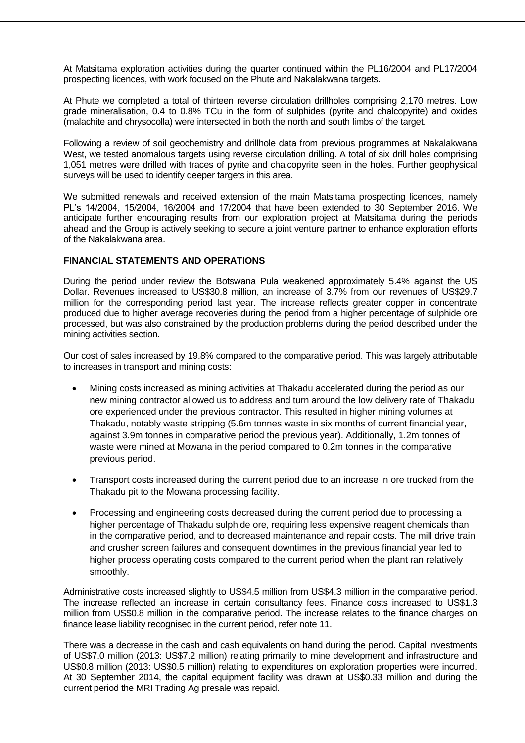At Matsitama exploration activities during the quarter continued within the PL16/2004 and PL17/2004 prospecting licences, with work focused on the Phute and Nakalakwana targets.

At Phute we completed a total of thirteen reverse circulation drillholes comprising 2,170 metres. Low grade mineralisation, 0.4 to 0.8% TCu in the form of sulphides (pyrite and chalcopyrite) and oxides (malachite and chrysocolla) were intersected in both the north and south limbs of the target.

Following a review of soil geochemistry and drillhole data from previous programmes at Nakalakwana West, we tested anomalous targets using reverse circulation drilling. A total of six drill holes comprising 1,051 metres were drilled with traces of pyrite and chalcopyrite seen in the holes. Further geophysical surveys will be used to identify deeper targets in this area.

We submitted renewals and received extension of the main Matsitama prospecting licences, namely PL's 14/2004, 15/2004, 16/2004 and 17/2004 that have been extended to 30 September 2016. We anticipate further encouraging results from our exploration project at Matsitama during the periods ahead and the Group is actively seeking to secure a joint venture partner to enhance exploration efforts of the Nakalakwana area.

**FINANCIAL STATEMENTS AND OPERATIONS**

During the period under review the Botswana Pula weakened approximately 5.4% against the US Dollar. Revenues increased to US$30.8 million, an increase of 3.7% from our revenues of US$29.7 million for the corresponding period last year. The increase reflects greater copper in concentrate produced due to higher average recoveries during the period from a higher percentage of sulphide ore processed, but was also constrained by the production problems during the period described under the mining activities section.

Our cost of sales increased by 19.8% compared to the comparative period. This was largely attributable to increases in transport and mining costs:

- Mining costs increased as mining activities at Thakadu accelerated during the period as our new mining contractor allowed us to address and turn around the low delivery rate of Thakadu ore experienced under the previous contractor. This resulted in higher mining volumes at Thakadu, notably waste stripping (5.6m tonnes waste in six months of current financial year, against 3.9m tonnes in comparative period the previous year). Additionally, 1.2m tonnes of waste were mined at Mowana in the period compared to 0.2m tonnes in the comparative previous period.

- Transport costs increased during the current period due to an increase in ore trucked from the Thakadu pit to the Mowana processing facility.

- Processing and engineering costs decreased during the current period due to processing a higher percentage of Thakadu sulphide ore, requiring less expensive reagent chemicals than in the comparative period, and to decreased maintenance and repair costs. The mill drive train and crusher screen failures and consequent downtimes in the previous financial year led to higher process operating costs compared to the current period when the plant ran relatively smoothly.

Administrative costs increased slightly to US$4.5 million from US$4.3 million in the comparative period. The increase reflected an increase in certain consultancy fees. Finance costs increased to US$1.3 million from US$0.8 million in the comparative period. The increase relates to the finance charges on finance lease liability recognised in the current period, refer note 11.

There was a decrease in the cash and cash equivalents on hand during the period. Capital investments of US$7.0 million (2013: US$7.2 million) relating primarily to mine development and infrastructure and US$0.8 million (2013: US$0.5 million) relating to expenditures on exploration properties were incurred. At 30 September 2014, the capital equipment facility was drawn at US$0.33 million and during the current period the MRI Trading Ag presale was repaid.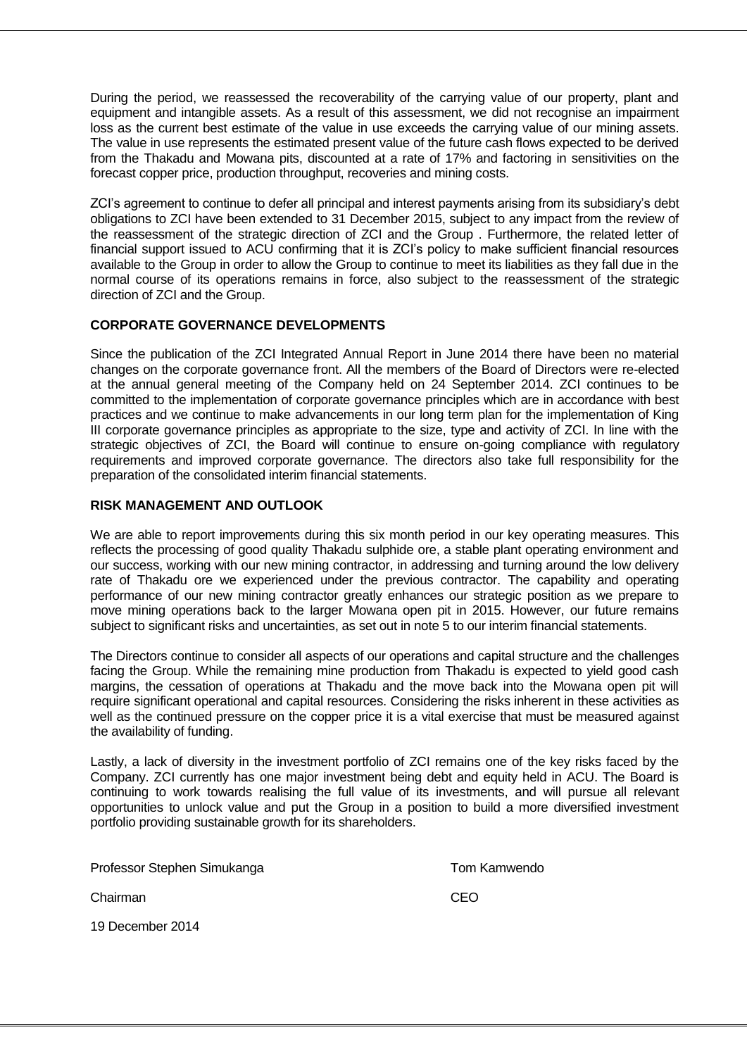During the period, we reassessed the recoverability of the carrying value of our property, plant and equipment and intangible assets. As a result of this assessment, we did not recognise an impairment loss as the current best estimate of the value in use exceeds the carrying value of our mining assets. The value in use represents the estimated present value of the future cash flows expected to be derived from the Thakadu and Mowana pits, discounted at a rate of 17% and factoring in sensitivities on the forecast copper price, production throughput, recoveries and mining costs.

ZCI's agreement to continue to defer all principal and interest payments arising from its subsidiary's debt obligations to ZCI have been extended to 31 December 2015, subject to any impact from the review of the reassessment of the strategic direction of ZCI and the Group . Furthermore, the related letter of financial support issued to ACU confirming that it is ZCI's policy to make sufficient financial resources available to the Group in order to allow the Group to continue to meet its liabilities as they fall due in the normal course of its operations remains in force, also subject to the reassessment of the strategic direction of ZCI and the Group.

**CORPORATE GOVERNANCE DEVELOPMENTS**

Since the publication of the ZCI Integrated Annual Report in June 2014 there have been no material changes on the corporate governance front. All the members of the Board of Directors were re-elected at the annual general meeting of the Company held on 24 September 2014. ZCI continues to be committed to the implementation of corporate governance principles which are in accordance with best practices and we continue to make advancements in our long term plan for the implementation of King III corporate governance principles as appropriate to the size, type and activity of ZCI. In line with the strategic objectives of ZCI, the Board will continue to ensure on-going compliance with regulatory requirements and improved corporate governance. The directors also take full responsibility for the preparation of the consolidated interim financial statements.

**RISK MANAGEMENT AND OUTLOOK**

We are able to report improvements during this six month period in our key operating measures. This reflects the processing of good quality Thakadu sulphide ore, a stable plant operating environment and our success, working with our new mining contractor, in addressing and turning around the low delivery rate of Thakadu ore we experienced under the previous contractor. The capability and operating performance of our new mining contractor greatly enhances our strategic position as we prepare to move mining operations back to the larger Mowana open pit in 2015. However, our future remains subject to significant risks and uncertainties, as set out in note 5 to our interim financial statements.

The Directors continue to consider all aspects of our operations and capital structure and the challenges facing the Group. While the remaining mine production from Thakadu is expected to yield good cash margins, the cessation of operations at Thakadu and the move back into the Mowana open pit will require significant operational and capital resources. Considering the risks inherent in these activities as well as the continued pressure on the copper price it is a vital exercise that must be measured against the availability of funding.

Lastly, a lack of diversity in the investment portfolio of ZCI remains one of the key risks faced by the Company. ZCI currently has one major investment being debt and equity held in ACU. The Board is continuing to work towards realising the full value of its investments, and will pursue all relevant opportunities to unlock value and put the Group in a position to build a more diversified investment portfolio providing sustainable growth for its shareholders.

Professor Stephen Simukanga
Chairman

Tom Kamwendo
CEO

19 December 2014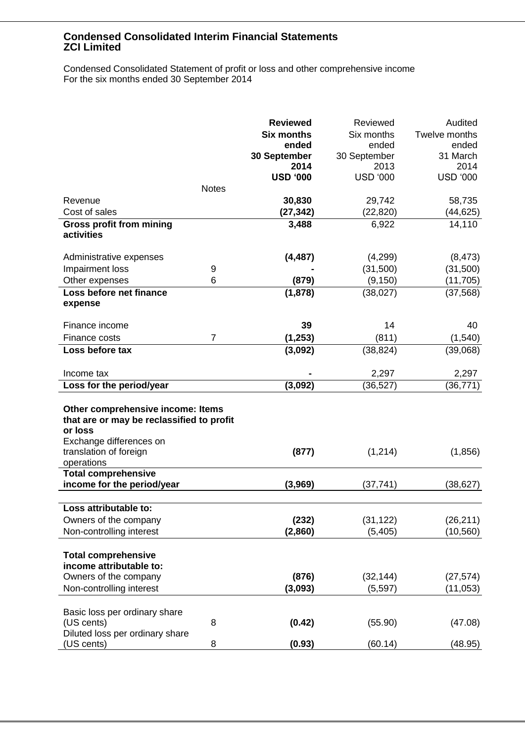# Condensed Consolidated Interim Financial Statements
## ZCI Limited

Condensed Consolidated Statement of profit or loss and other comprehensive income
For the six months ended 30 September 2014

| | Notes | **Reviewed Six months ended 30 September 2014 USD '000** | Reviewed Six months ended 30 September 2013 USD '000 | Audited Twelve months ended 31 March 2014 USD '000 |
|---|---|---|---|---|
| Revenue | | **30,830** | 29,742 | 58,735 |
| Cost of sales | | **(27,342)** | (22,820) | (44,625) |
| **Gross profit from mining activities** | | **3,488** | 6,922 | 14,110 |
| Administrative expenses | | **(4,487)** | (4,299) | (8,473) |
| Impairment loss | 9 | **-** | (31,500) | (31,500) |
| Other expenses | 6 | **(879)** | (9,150) | (11,705) |
| **Loss before net finance expense** | | **(1,878)** | (38,027) | (37,568) |
| Finance income | | **39** | 14 | 40 |
| Finance costs | 7 | **(1,253)** | (811) | (1,540) |
| **Loss before tax** | | **(3,092)** | (38,824) | (39,068) |
| Income tax | | **-** | 2,297 | 2,297 |
| **Loss for the period/year** | | **(3,092)** | (36,527) | (36,771) |
| **Other comprehensive income: Items that are or may be reclassified to profit or loss** | | | | |
| Exchange differences on translation of foreign operations | | **(877)** | (1,214) | (1,856) |
| **Total comprehensive income for the period/year** | | **(3,969)** | (37,741) | (38,627) |
| **Loss attributable to:** | | | | |
| Owners of the company | | **(232)** | (31,122) | (26,211) |
| Non-controlling interest | | **(2,860)** | (5,405) | (10,560) |
| **Total comprehensive income attributable to:** | | | | |
| Owners of the company | | **(876)** | (32,144) | (27,574) |
| Non-controlling interest | | **(3,093)** | (5,597) | (11,053) |
| Basic loss per ordinary share (US cents) | 8 | **(0.42)** | (55.90) | (47.08) |
| Diluted loss per ordinary share (US cents) | 8 | **(0.93)** | (60.14) | (48.95) |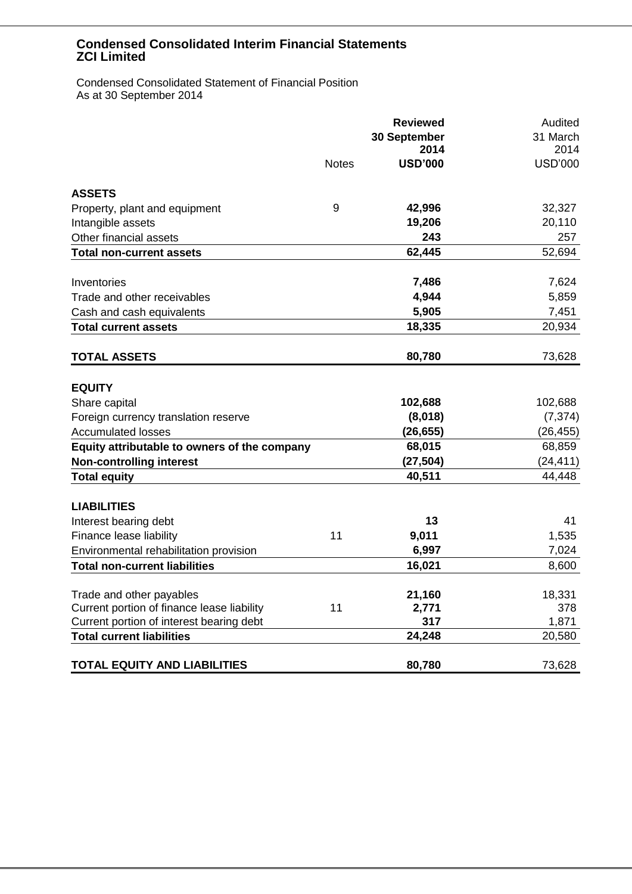# Condensed Consolidated Interim Financial Statements
## ZCI Limited

Condensed Consolidated Statement of Financial Position
As at 30 September 2014

| | Notes | **Reviewed 30 September 2014 USD'000** | Audited 31 March 2014 USD'000 |
|---|---|---|---|
| **ASSETS** | | | |
| Property, plant and equipment | 9 | **42,996** | 32,327 |
| Intangible assets | | **19,206** | 20,110 |
| Other financial assets | | **243** | 257 |
| **Total non-current assets** | | **62,445** | 52,694 |
| Inventories | | **7,486** | 7,624 |
| Trade and other receivables | | **4,944** | 5,859 |
| Cash and cash equivalents | | **5,905** | 7,451 |
| **Total current assets** | | **18,335** | 20,934 |
| **TOTAL ASSETS** | | **80,780** | 73,628 |
| **EQUITY** | | | |
| Share capital | | **102,688** | 102,688 |
| Foreign currency translation reserve | | **(8,018)** | (7,374) |
| Accumulated losses | | **(26,655)** | (26,455) |
| **Equity attributable to owners of the company** | | **68,015** | 68,859 |
| **Non-controlling interest** | | **(27,504)** | (24,411) |
| **Total equity** | | **40,511** | 44,448 |
| **LIABILITIES** | | | |
| Interest bearing debt | | **13** | 41 |
| Finance lease liability | 11 | **9,011** | 1,535 |
| Environmental rehabilitation provision | | **6,997** | 7,024 |
| **Total non-current liabilities** | | **16,021** | 8,600 |
| Trade and other payables | | **21,160** | 18,331 |
| Current portion of finance lease liability | 11 | **2,771** | 378 |
| Current portion of interest bearing debt | | **317** | 1,871 |
| **Total current liabilities** | | **24,248** | 20,580 |
| **TOTAL EQUITY AND LIABILITIES** | | **80,780** | 73,628 |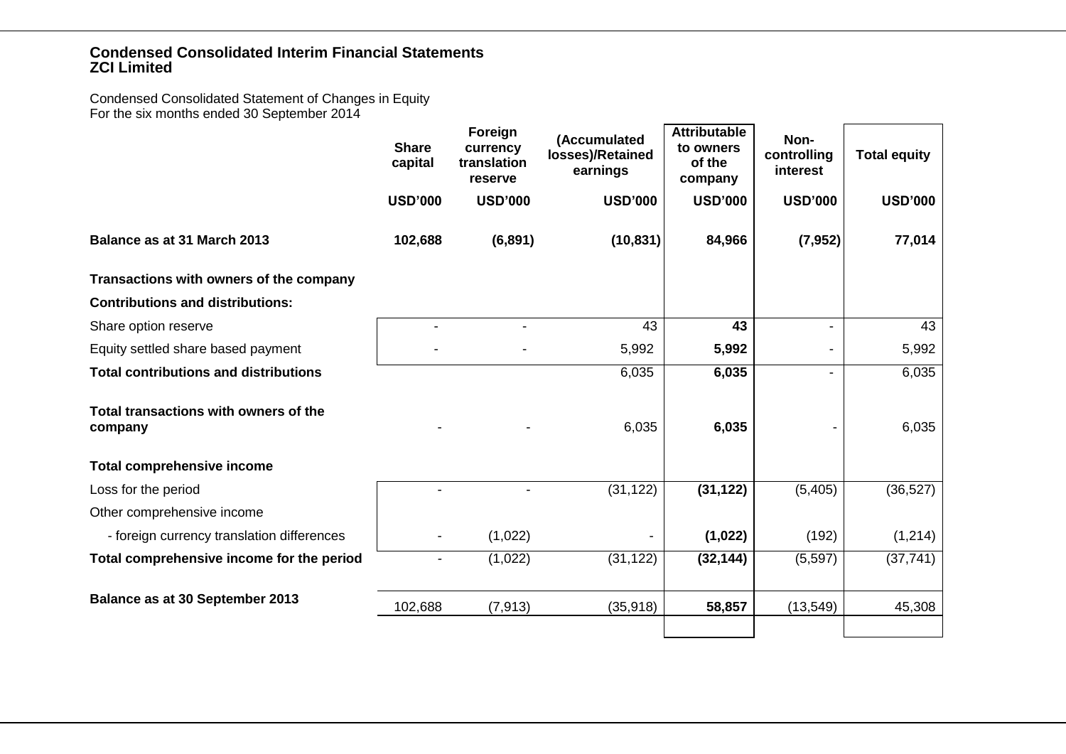# Condensed Consolidated Interim Financial Statements
## ZCI Limited

Condensed Consolidated Statement of Changes in Equity
For the six months ended 30 September 2014

| | Share capital | Foreign currency translation reserve | (Accumulated losses)/Retained earnings | Attributable to owners of the company | Non-controlling interest | Total equity |
|---|---|---|---|---|---|---|
| | USD'000 | USD'000 | USD'000 | USD'000 | USD'000 | USD'000 |
| **Balance as at 31 March 2013** | **102,688** | **(6,891)** | **(10,831)** | **84,966** | **(7,952)** | **77,014** |
| **Transactions with owners of the company** | | | | | | |
| **Contributions and distributions:** | | | | | | |
| Share option reserve | - | - | 43 | **43** | - | 43 |
| Equity settled share based payment | - | - | 5,992 | **5,992** | - | 5,992 |
| **Total contributions and distributions** | | | 6,035 | **6,035** | - | 6,035 |
| **Total transactions with owners of the company** | - | - | 6,035 | **6,035** | - | 6,035 |
| **Total comprehensive income** | | | | | | |
| Loss for the period | - | - | (31,122) | **(31,122)** | (5,405) | (36,527) |
| Other comprehensive income | | | | | | |
| - foreign currency translation differences | - | (1,022) | - | **(1,022)** | (192) | (1,214) |
| **Total comprehensive income for the period** | - | (1,022) | (31,122) | **(32,144)** | (5,597) | (37,741) |
| **Balance as at 30 September 2013** | 102,688 | (7,913) | (35,918) | **58,857** | (13,549) | 45,308 |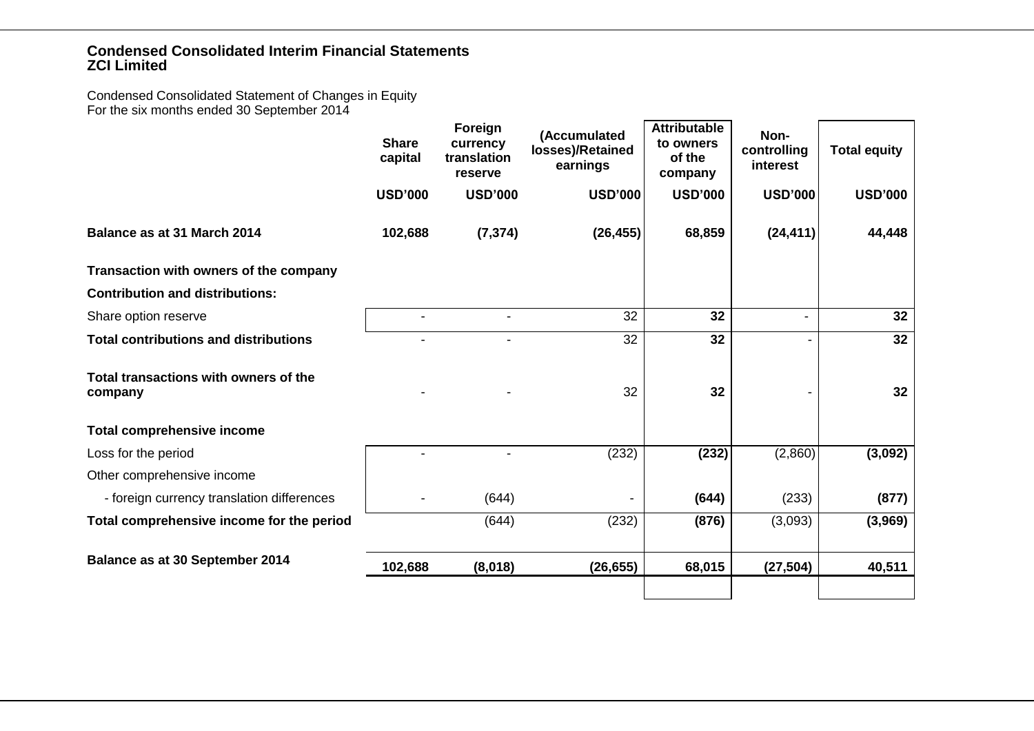**Condensed Consolidated Interim Financial Statements**
**ZCI Limited**

Condensed Consolidated Statement of Changes in Equity
For the six months ended 30 September 2014

| | Share capital | Foreign currency translation reserve | (Accumulated losses)/Retained earnings | Attributable to owners of the company | Non-controlling interest | Total equity |
|---|---|---|---|---|---|---|
| | USD'000 | USD'000 | USD'000 | USD'000 | USD'000 | USD'000 |
| **Balance as at 31 March 2014** | **102,688** | **(7,374)** | **(26,455)** | **68,859** | **(24,411)** | **44,448** |
| **Transaction with owners of the company** | | | | | | |
| **Contribution and distributions:** | | | | | | |
| Share option reserve | - | - | 32 | **32** | - | **32** |
| **Total contributions and distributions** | - | - | 32 | **32** | - | **32** |
| **Total transactions with owners of the company** | - | - | 32 | **32** | - | **32** |
| **Total comprehensive income** | | | | | | |
| Loss for the period | - | - | (232) | **(232)** | (2,860) | **(3,092)** |
| Other comprehensive income | | | | | | |
| - foreign currency translation differences | - | (644) | - | **(644)** | (233) | **(877)** |
| **Total comprehensive income for the period** | | (644) | (232) | **(876)** | (3,093) | **(3,969)** |
| **Balance as at 30 September 2014** | **102,688** | **(8,018)** | **(26,655)** | **68,015** | **(27,504)** | **40,511** |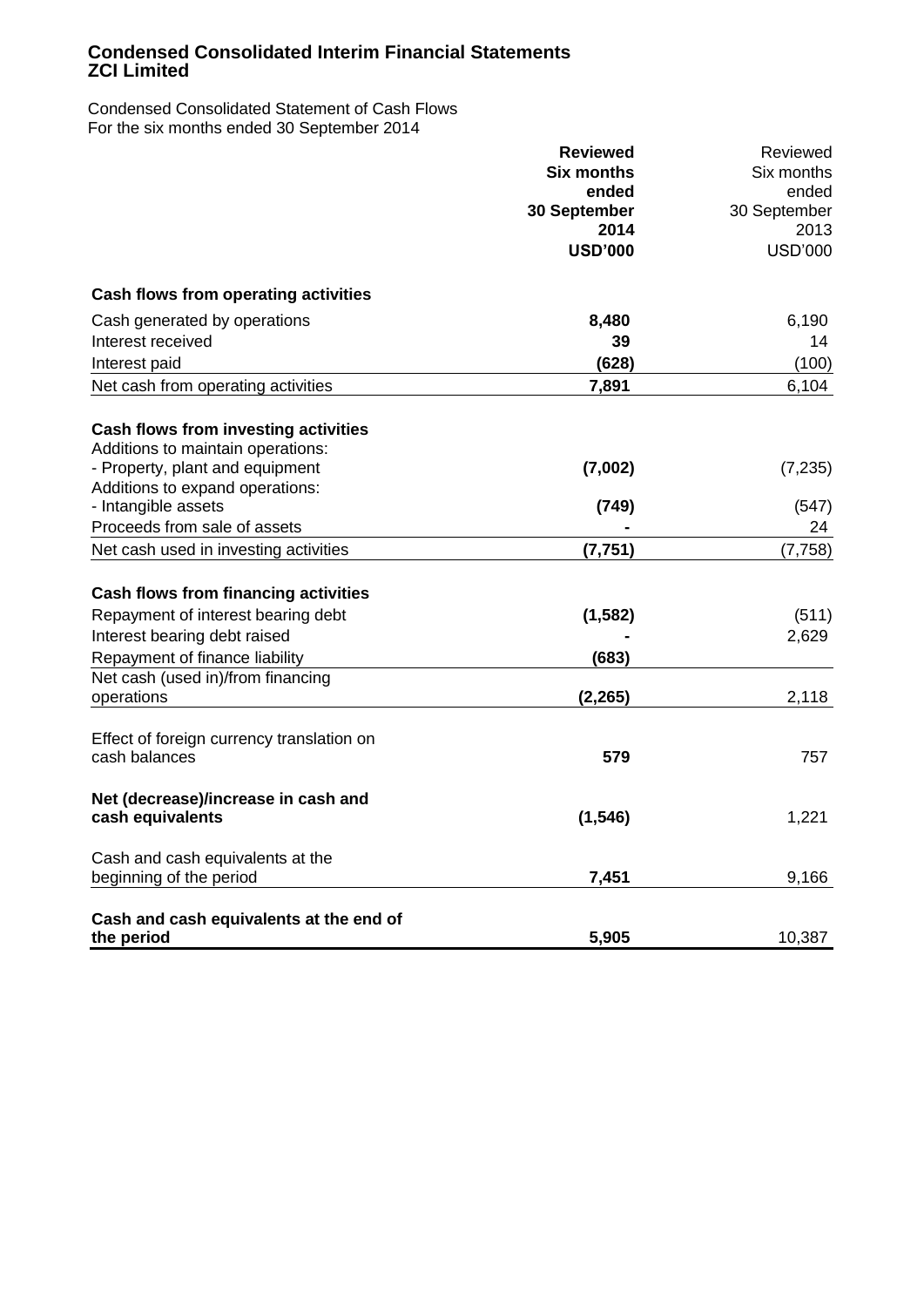**Condensed Consolidated Interim Financial Statements**
**ZCI Limited**

Condensed Consolidated Statement of Cash Flows
For the six months ended 30 September 2014

| | **Reviewed Six months ended 30 September 2014 USD'000** | Reviewed Six months ended 30 September 2013 USD'000 |
|---|---|---|
| **Cash flows from operating activities** | | |
| Cash generated by operations | **8,480** | 6,190 |
| Interest received | **39** | 14 |
| Interest paid | **(628)** | (100) |
| Net cash from operating activities | **7,891** | 6,104 |
| | | |
| **Cash flows from investing activities** | | |
| Additions to maintain operations: | | |
| - Property, plant and equipment | **(7,002)** | (7,235) |
| Additions to expand operations: | | |
| - Intangible assets | **(749)** | (547) |
| Proceeds from sale of assets | **-** | 24 |
| Net cash used in investing activities | **(7,751)** | (7,758) |
| | | |
| **Cash flows from financing activities** | | |
| Repayment of interest bearing debt | **(1,582)** | (511) |
| Interest bearing debt raised | **-** | 2,629 |
| Repayment of finance liability | **(683)** | |
| Net cash (used in)/from financing operations | **(2,265)** | 2,118 |
| | | |
| Effect of foreign currency translation on cash balances | **579** | 757 |
| | | |
| **Net (decrease)/increase in cash and cash equivalents** | **(1,546)** | 1,221 |
| | | |
| Cash and cash equivalents at the beginning of the period | **7,451** | 9,166 |
| | | |
| **Cash and cash equivalents at the end of the period** | **5,905** | 10,387 |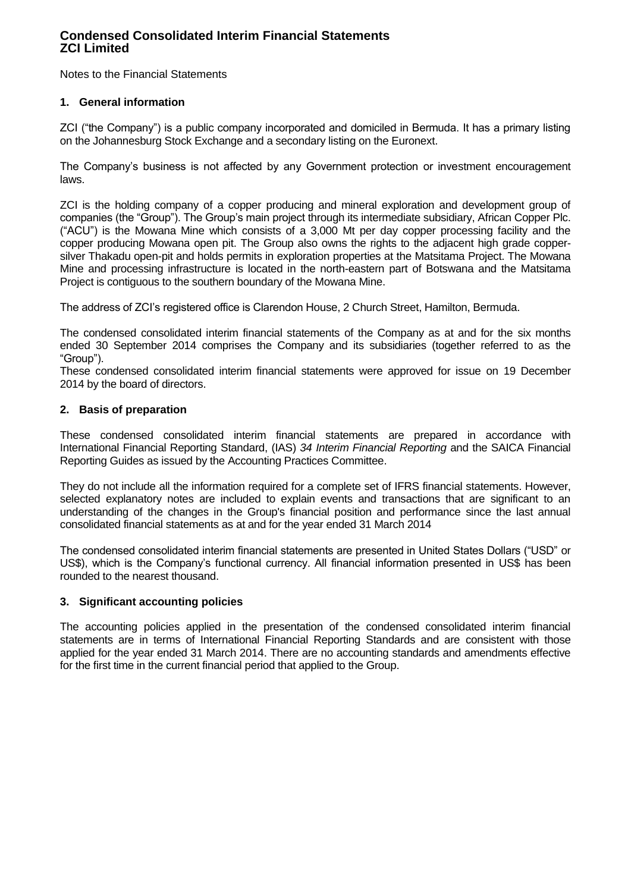# Condensed Consolidated Interim Financial Statements
# ZCI Limited

Notes to the Financial Statements

## 1. General information

ZCI ("the Company") is a public company incorporated and domiciled in Bermuda. It has a primary listing on the Johannesburg Stock Exchange and a secondary listing on the Euronext.

The Company's business is not affected by any Government protection or investment encouragement laws.

ZCI is the holding company of a copper producing and mineral exploration and development group of companies (the "Group"). The Group's main project through its intermediate subsidiary, African Copper Plc. ("ACU") is the Mowana Mine which consists of a 3,000 Mt per day copper processing facility and the copper producing Mowana open pit. The Group also owns the rights to the adjacent high grade copper-silver Thakadu open-pit and holds permits in exploration properties at the Matsitama Project. The Mowana Mine and processing infrastructure is located in the north-eastern part of Botswana and the Matsitama Project is contiguous to the southern boundary of the Mowana Mine.

The address of ZCI's registered office is Clarendon House, 2 Church Street, Hamilton, Bermuda.

The condensed consolidated interim financial statements of the Company as at and for the six months ended 30 September 2014 comprises the Company and its subsidiaries (together referred to as the "Group").

These condensed consolidated interim financial statements were approved for issue on 19 December 2014 by the board of directors.

## 2. Basis of preparation

These condensed consolidated interim financial statements are prepared in accordance with International Financial Reporting Standard, (IAS) *34 Interim Financial Reporting* and the SAICA Financial Reporting Guides as issued by the Accounting Practices Committee.

They do not include all the information required for a complete set of IFRS financial statements. However, selected explanatory notes are included to explain events and transactions that are significant to an understanding of the changes in the Group's financial position and performance since the last annual consolidated financial statements as at and for the year ended 31 March 2014

The condensed consolidated interim financial statements are presented in United States Dollars ("USD" or US$), which is the Company's functional currency. All financial information presented in US$ has been rounded to the nearest thousand.

## 3. Significant accounting policies

The accounting policies applied in the presentation of the condensed consolidated interim financial statements are in terms of International Financial Reporting Standards and are consistent with those applied for the year ended 31 March 2014. There are no accounting standards and amendments effective for the first time in the current financial period that applied to the Group.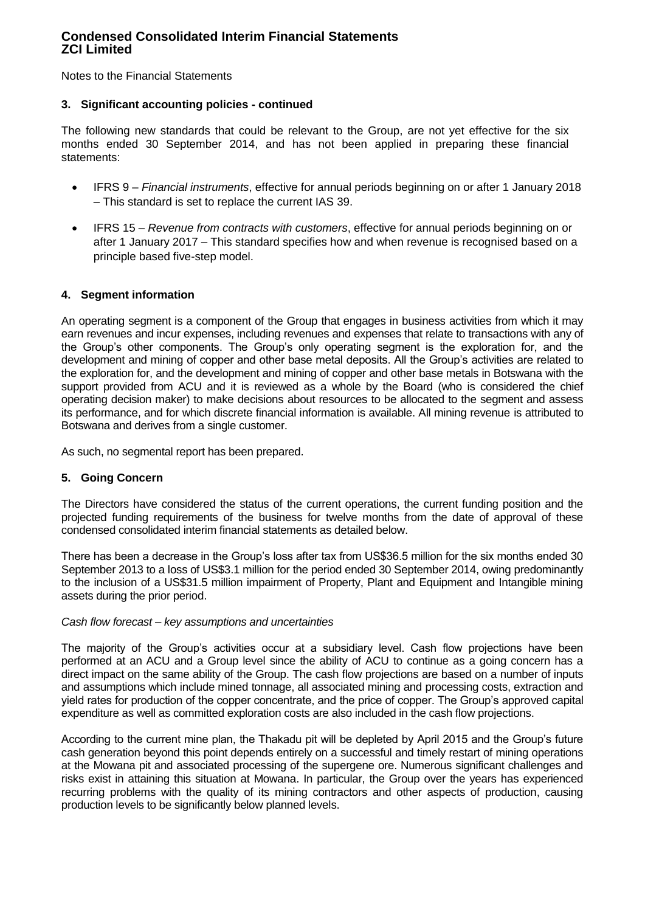Notes to the Financial Statements

### 3. Significant accounting policies - continued

The following new standards that could be relevant to the Group, are not yet effective for the six months ended 30 September 2014, and has not been applied in preparing these financial statements:

- IFRS 9 – *Financial instruments*, effective for annual periods beginning on or after 1 January 2018 – This standard is set to replace the current IAS 39.
- IFRS 15 – *Revenue from contracts with customers*, effective for annual periods beginning on or after 1 January 2017 – This standard specifies how and when revenue is recognised based on a principle based five-step model.

### 4. Segment information

An operating segment is a component of the Group that engages in business activities from which it may earn revenues and incur expenses, including revenues and expenses that relate to transactions with any of the Group's other components. The Group's only operating segment is the exploration for, and the development and mining of copper and other base metal deposits. All the Group's activities are related to the exploration for, and the development and mining of copper and other base metals in Botswana with the support provided from ACU and it is reviewed as a whole by the Board (who is considered the chief operating decision maker) to make decisions about resources to be allocated to the segment and assess its performance, and for which discrete financial information is available. All mining revenue is attributed to Botswana and derives from a single customer.

As such, no segmental report has been prepared.

### 5. Going Concern

The Directors have considered the status of the current operations, the current funding position and the projected funding requirements of the business for twelve months from the date of approval of these condensed consolidated interim financial statements as detailed below.

There has been a decrease in the Group's loss after tax from US$36.5 million for the six months ended 30 September 2013 to a loss of US$3.1 million for the period ended 30 September 2014, owing predominantly to the inclusion of a US$31.5 million impairment of Property, Plant and Equipment and Intangible mining assets during the prior period.

*Cash flow forecast – key assumptions and uncertainties*

The majority of the Group's activities occur at a subsidiary level. Cash flow projections have been performed at an ACU and a Group level since the ability of ACU to continue as a going concern has a direct impact on the same ability of the Group. The cash flow projections are based on a number of inputs and assumptions which include mined tonnage, all associated mining and processing costs, extraction and yield rates for production of the copper concentrate, and the price of copper. The Group's approved capital expenditure as well as committed exploration costs are also included in the cash flow projections.

According to the current mine plan, the Thakadu pit will be depleted by April 2015 and the Group's future cash generation beyond this point depends entirely on a successful and timely restart of mining operations at the Mowana pit and associated processing of the supergene ore. Numerous significant challenges and risks exist in attaining this situation at Mowana. In particular, the Group over the years has experienced recurring problems with the quality of its mining contractors and other aspects of production, causing production levels to be significantly below planned levels.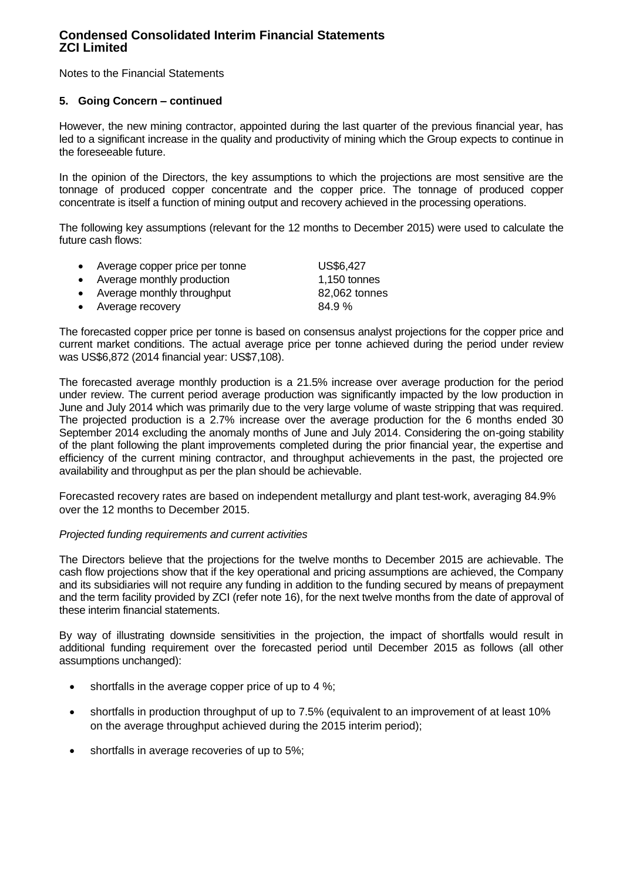Notes to the Financial Statements

### 5. Going Concern – continued

However, the new mining contractor, appointed during the last quarter of the previous financial year, has led to a significant increase in the quality and productivity of mining which the Group expects to continue in the foreseeable future.

In the opinion of the Directors, the key assumptions to which the projections are most sensitive are the tonnage of produced copper concentrate and the copper price. The tonnage of produced copper concentrate is itself a function of mining output and recovery achieved in the processing operations.

The following key assumptions (relevant for the 12 months to December 2015) were used to calculate the future cash flows:

- Average copper price per tonne — US$6,427
- Average monthly production — 1,150 tonnes
- Average monthly throughput — 82,062 tonnes
- Average recovery — 84.9 %

The forecasted copper price per tonne is based on consensus analyst projections for the copper price and current market conditions. The actual average price per tonne achieved during the period under review was US$6,872 (2014 financial year: US$7,108).

The forecasted average monthly production is a 21.5% increase over average production for the period under review. The current period average production was significantly impacted by the low production in June and July 2014 which was primarily due to the very large volume of waste stripping that was required. The projected production is a 2.7% increase over the average production for the 6 months ended 30 September 2014 excluding the anomaly months of June and July 2014. Considering the on-going stability of the plant following the plant improvements completed during the prior financial year, the expertise and efficiency of the current mining contractor, and throughput achievements in the past, the projected ore availability and throughput as per the plan should be achievable.

Forecasted recovery rates are based on independent metallurgy and plant test-work, averaging 84.9% over the 12 months to December 2015.

*Projected funding requirements and current activities*

The Directors believe that the projections for the twelve months to December 2015 are achievable. The cash flow projections show that if the key operational and pricing assumptions are achieved, the Company and its subsidiaries will not require any funding in addition to the funding secured by means of prepayment and the term facility provided by ZCI (refer note 16), for the next twelve months from the date of approval of these interim financial statements.

By way of illustrating downside sensitivities in the projection, the impact of shortfalls would result in additional funding requirement over the forecasted period until December 2015 as follows (all other assumptions unchanged):

- shortfalls in the average copper price of up to 4 %;
- shortfalls in production throughput of up to 7.5% (equivalent to an improvement of at least 10% on the average throughput achieved during the 2015 interim period);
- shortfalls in average recoveries of up to 5%;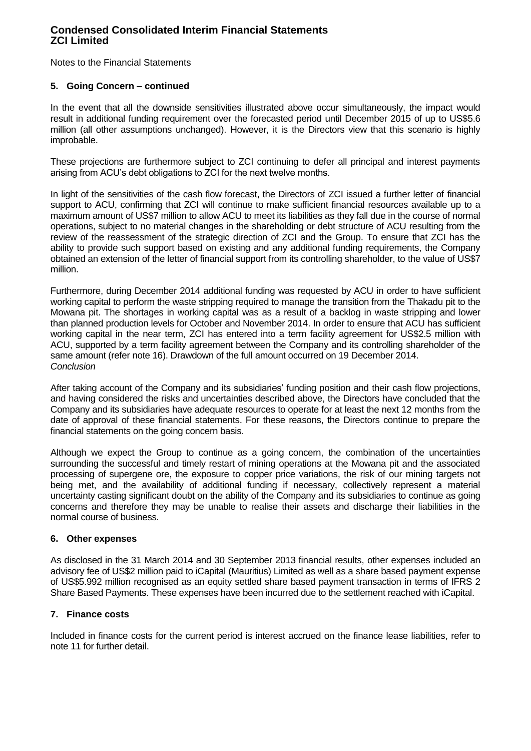Notes to the Financial Statements

## 5. Going Concern – continued

In the event that all the downside sensitivities illustrated above occur simultaneously, the impact would result in additional funding requirement over the forecasted period until December 2015 of up to US$5.6 million (all other assumptions unchanged). However, it is the Directors view that this scenario is highly improbable.

These projections are furthermore subject to ZCI continuing to defer all principal and interest payments arising from ACU's debt obligations to ZCI for the next twelve months.

In light of the sensitivities of the cash flow forecast, the Directors of ZCI issued a further letter of financial support to ACU, confirming that ZCI will continue to make sufficient financial resources available up to a maximum amount of US$7 million to allow ACU to meet its liabilities as they fall due in the course of normal operations, subject to no material changes in the shareholding or debt structure of ACU resulting from the review of the reassessment of the strategic direction of ZCI and the Group. To ensure that ZCI has the ability to provide such support based on existing and any additional funding requirements, the Company obtained an extension of the letter of financial support from its controlling shareholder, to the value of US$7 million.

Furthermore, during December 2014 additional funding was requested by ACU in order to have sufficient working capital to perform the waste stripping required to manage the transition from the Thakadu pit to the Mowana pit. The shortages in working capital was as a result of a backlog in waste stripping and lower than planned production levels for October and November 2014. In order to ensure that ACU has sufficient working capital in the near term, ZCI has entered into a term facility agreement for US$2.5 million with ACU, supported by a term facility agreement between the Company and its controlling shareholder of the same amount (refer note 16). Drawdown of the full amount occurred on 19 December 2014.

*Conclusion*

After taking account of the Company and its subsidiaries' funding position and their cash flow projections, and having considered the risks and uncertainties described above, the Directors have concluded that the Company and its subsidiaries have adequate resources to operate for at least the next 12 months from the date of approval of these financial statements. For these reasons, the Directors continue to prepare the financial statements on the going concern basis.

Although we expect the Group to continue as a going concern, the combination of the uncertainties surrounding the successful and timely restart of mining operations at the Mowana pit and the associated processing of supergene ore, the exposure to copper price variations, the risk of our mining targets not being met, and the availability of additional funding if necessary, collectively represent a material uncertainty casting significant doubt on the ability of the Company and its subsidiaries to continue as going concerns and therefore they may be unable to realise their assets and discharge their liabilities in the normal course of business.

## 6. Other expenses

As disclosed in the 31 March 2014 and 30 September 2013 financial results, other expenses included an advisory fee of US$2 million paid to iCapital (Mauritius) Limited as well as a share based payment expense of US$5.992 million recognised as an equity settled share based payment transaction in terms of IFRS 2 Share Based Payments. These expenses have been incurred due to the settlement reached with iCapital.

## 7. Finance costs

Included in finance costs for the current period is interest accrued on the finance lease liabilities, refer to note 11 for further detail.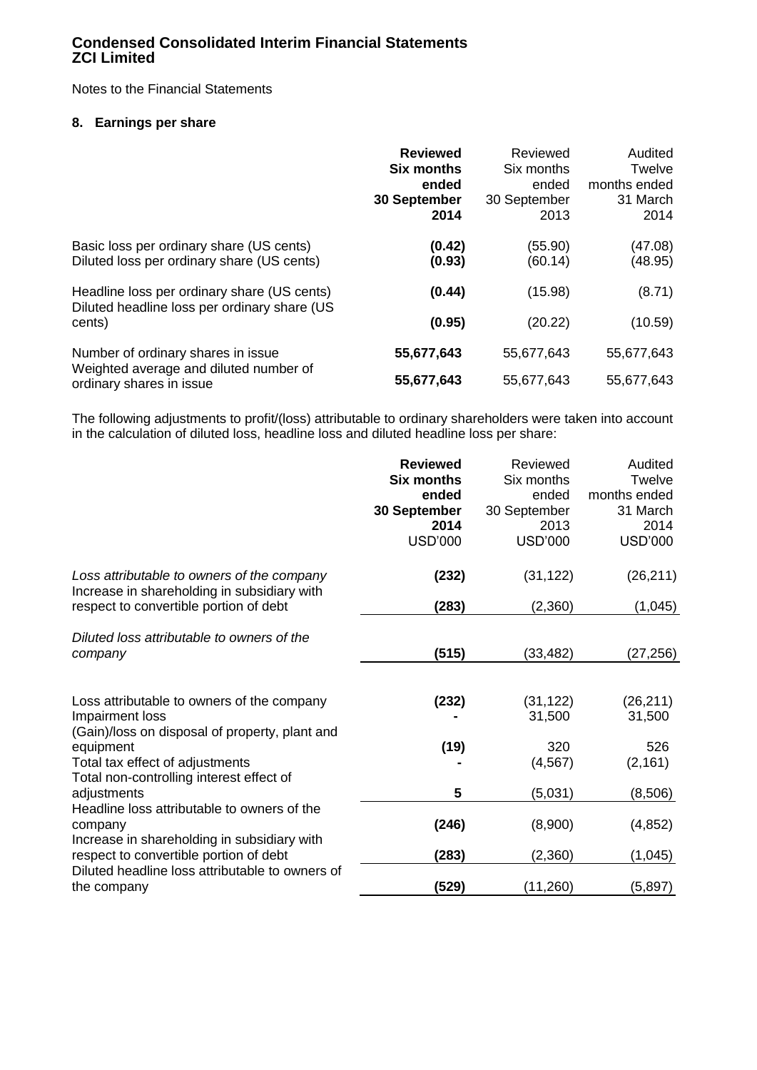# Condensed Consolidated Interim Financial Statements
# ZCI Limited

Notes to the Financial Statements

### 8. Earnings per share

| | **Reviewed Six months ended 30 September 2014** | Reviewed Six months ended 30 September 2013 | Audited Twelve months ended 31 March 2014 |
|---|---|---|---|
| Basic loss per ordinary share (US cents) | **(0.42)** | (55.90) | (47.08) |
| Diluted loss per ordinary share (US cents) | **(0.93)** | (60.14) | (48.95) |
| Headline loss per ordinary share (US cents) | **(0.44)** | (15.98) | (8.71) |
| Diluted headline loss per ordinary share (US cents) | **(0.95)** | (20.22) | (10.59) |
| Number of ordinary shares in issue | **55,677,643** | 55,677,643 | 55,677,643 |
| Weighted average and diluted number of ordinary shares in issue | **55,677,643** | 55,677,643 | 55,677,643 |

The following adjustments to profit/(loss) attributable to ordinary shareholders were taken into account in the calculation of diluted loss, headline loss and diluted headline loss per share:

| | **Reviewed Six months ended 30 September 2014 USD'000** | Reviewed Six months ended 30 September 2013 USD'000 | Audited Twelve months ended 31 March 2014 USD'000 |
|---|---|---|---|
| *Loss attributable to owners of the company* | **(232)** | (31,122) | (26,211) |
| Increase in shareholding in subsidiary with respect to convertible portion of debt | **(283)** | (2,360) | (1,045) |
| *Diluted loss attributable to owners of the company* | **(515)** | (33,482) | (27,256) |
| | | | |
| Loss attributable to owners of the company | **(232)** | (31,122) | (26,211) |
| Impairment loss | **-** | 31,500 | 31,500 |
| (Gain)/loss on disposal of property, plant and equipment | **(19)** | 320 | 526 |
| Total tax effect of adjustments | **-** | (4,567) | (2,161) |
| Total non-controlling interest effect of adjustments | **5** | (5,031) | (8,506) |
| Headline loss attributable to owners of the company | **(246)** | (8,900) | (4,852) |
| Increase in shareholding in subsidiary with respect to convertible portion of debt | **(283)** | (2,360) | (1,045) |
| Diluted headline loss attributable to owners of the company | **(529)** | (11,260) | (5,897) |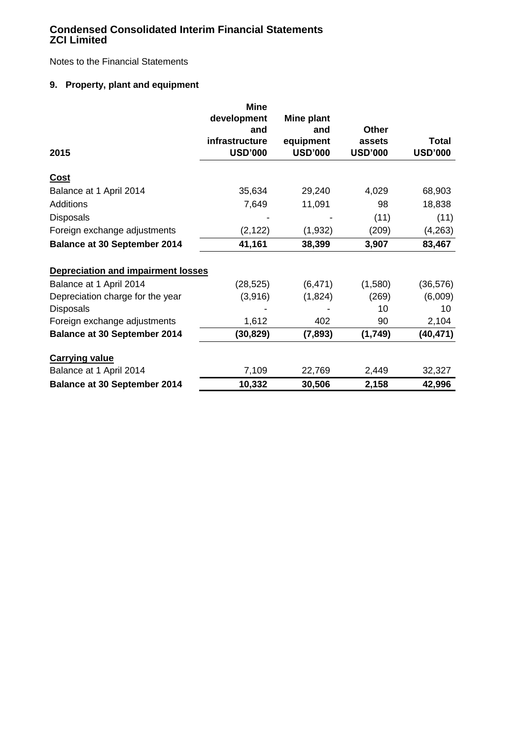# Condensed Consolidated Interim Financial Statements
# ZCI Limited

Notes to the Financial Statements

## 9. Property, plant and equipment

| 2015 | Mine development and infrastructure USD'000 | Mine plant and equipment USD'000 | Other assets USD'000 | Total USD'000 |
|---|---|---|---|---|
| **Cost** | | | | |
| Balance at 1 April 2014 | 35,634 | 29,240 | 4,029 | 68,903 |
| Additions | 7,649 | 11,091 | 98 | 18,838 |
| Disposals | - | - | (11) | (11) |
| Foreign exchange adjustments | (2,122) | (1,932) | (209) | (4,263) |
| **Balance at 30 September 2014** | **41,161** | **38,399** | **3,907** | **83,467** |
| **Depreciation and impairment losses** | | | | |
| Balance at 1 April 2014 | (28,525) | (6,471) | (1,580) | (36,576) |
| Depreciation charge for the year | (3,916) | (1,824) | (269) | (6,009) |
| Disposals | - | - | 10 | 10 |
| Foreign exchange adjustments | 1,612 | 402 | 90 | 2,104 |
| **Balance at 30 September 2014** | **(30,829)** | **(7,893)** | **(1,749)** | **(40,471)** |
| **Carrying value** | | | | |
| Balance at 1 April 2014 | 7,109 | 22,769 | 2,449 | 32,327 |
| **Balance at 30 September 2014** | **10,332** | **30,506** | **2,158** | **42,996** |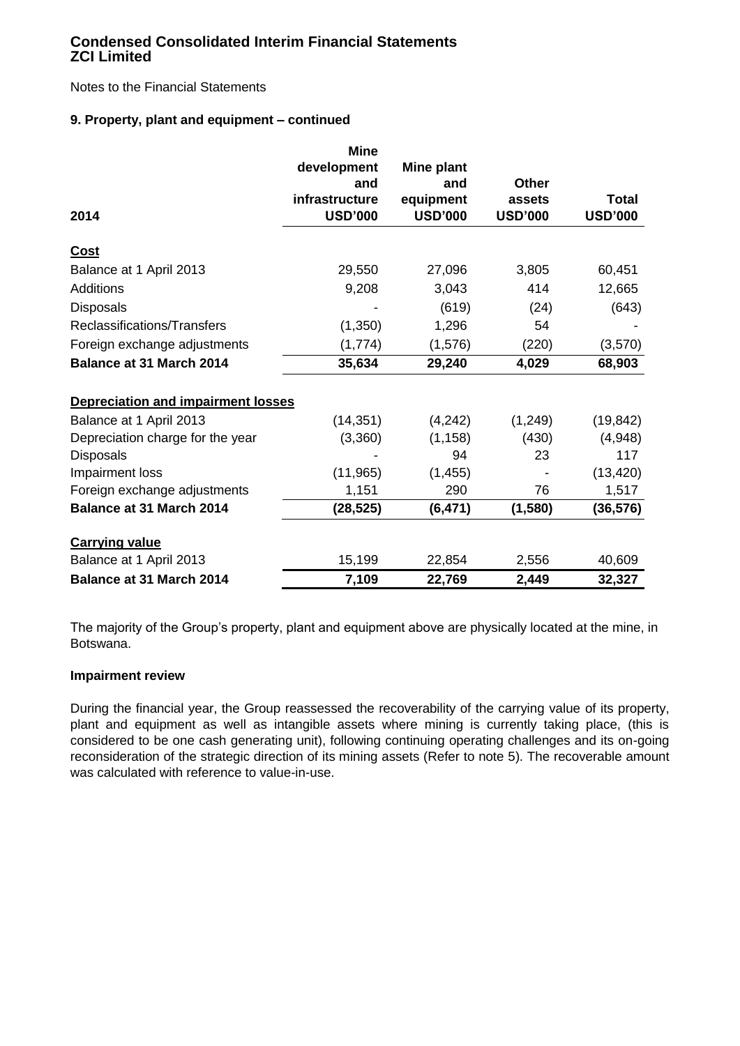# Condensed Consolidated Interim Financial Statements
# ZCI Limited

Notes to the Financial Statements

### 9. Property, plant and equipment – continued

| 2014 | Mine development and infrastructure USD'000 | Mine plant and equipment USD'000 | Other assets USD'000 | Total USD'000 |
|---|---|---|---|---|
| **Cost** | | | | |
| Balance at 1 April 2013 | 29,550 | 27,096 | 3,805 | 60,451 |
| Additions | 9,208 | 3,043 | 414 | 12,665 |
| Disposals | - | (619) | (24) | (643) |
| Reclassifications/Transfers | (1,350) | 1,296 | 54 | - |
| Foreign exchange adjustments | (1,774) | (1,576) | (220) | (3,570) |
| **Balance at 31 March 2014** | **35,634** | **29,240** | **4,029** | **68,903** |
| **Depreciation and impairment losses** | | | | |
| Balance at 1 April 2013 | (14,351) | (4,242) | (1,249) | (19,842) |
| Depreciation charge for the year | (3,360) | (1,158) | (430) | (4,948) |
| Disposals | - | 94 | 23 | 117 |
| Impairment loss | (11,965) | (1,455) | - | (13,420) |
| Foreign exchange adjustments | 1,151 | 290 | 76 | 1,517 |
| **Balance at 31 March 2014** | **(28,525)** | **(6,471)** | **(1,580)** | **(36,576)** |
| **Carrying value** | | | | |
| Balance at 1 April 2013 | 15,199 | 22,854 | 2,556 | 40,609 |
| **Balance at 31 March 2014** | **7,109** | **22,769** | **2,449** | **32,327** |

The majority of the Group's property, plant and equipment above are physically located at the mine, in Botswana.

**Impairment review**

During the financial year, the Group reassessed the recoverability of the carrying value of its property, plant and equipment as well as intangible assets where mining is currently taking place, (this is considered to be one cash generating unit), following continuing operating challenges and its on-going reconsideration of the strategic direction of its mining assets (Refer to note 5). The recoverable amount was calculated with reference to value-in-use.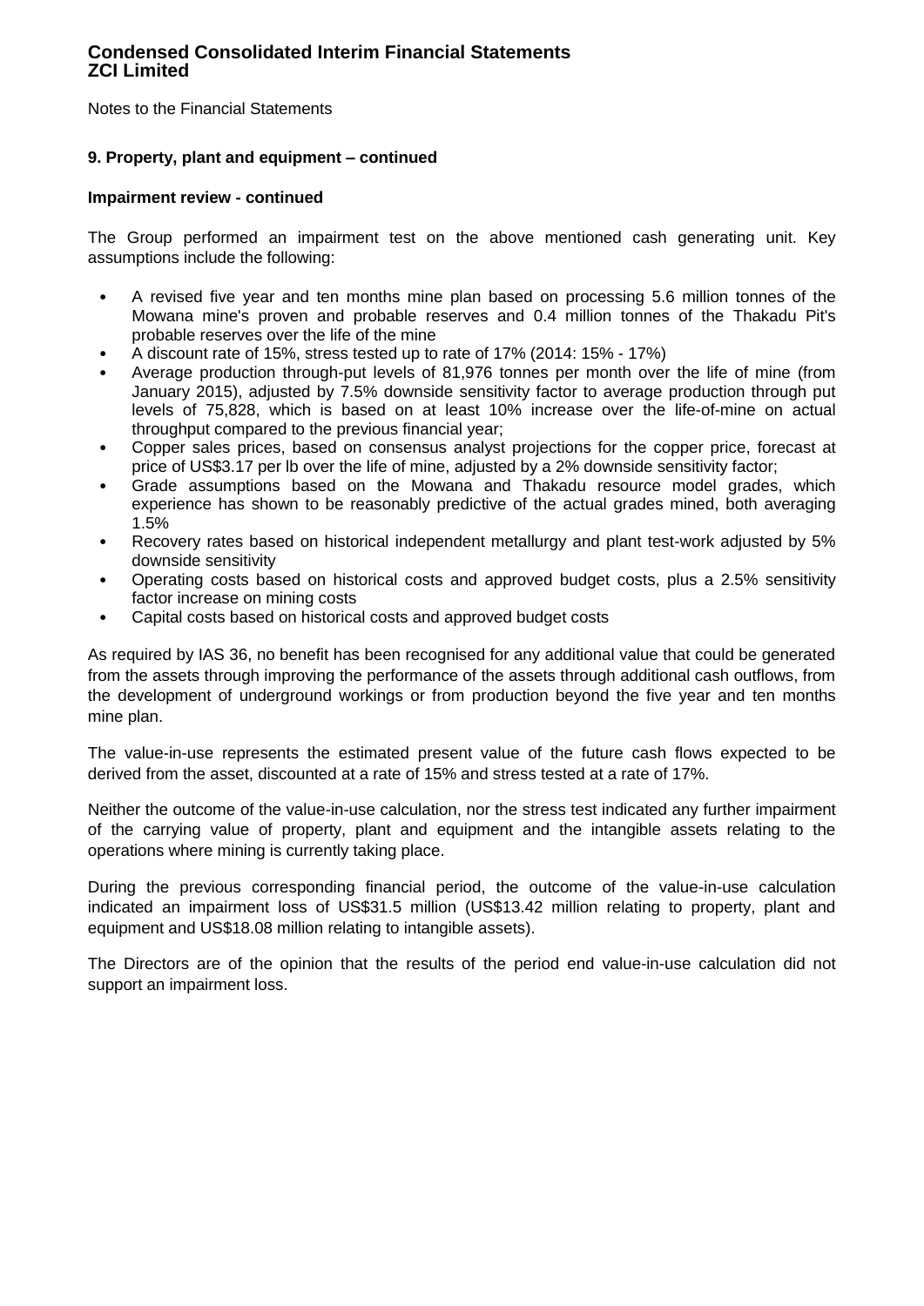# Condensed Consolidated Interim Financial Statements
# ZCI Limited

Notes to the Financial Statements

### 9. Property, plant and equipment – continued

**Impairment review - continued**

The Group performed an impairment test on the above mentioned cash generating unit. Key assumptions include the following:

- A revised five year and ten months mine plan based on processing 5.6 million tonnes of the Mowana mine's proven and probable reserves and 0.4 million tonnes of the Thakadu Pit's probable reserves over the life of the mine
- A discount rate of 15%, stress tested up to rate of 17% (2014: 15% - 17%)
- Average production through-put levels of 81,976 tonnes per month over the life of mine (from January 2015), adjusted by 7.5% downside sensitivity factor to average production through put levels of 75,828, which is based on at least 10% increase over the life-of-mine on actual throughput compared to the previous financial year;
- Copper sales prices, based on consensus analyst projections for the copper price, forecast at price of US$3.17 per lb over the life of mine, adjusted by a 2% downside sensitivity factor;
- Grade assumptions based on the Mowana and Thakadu resource model grades, which experience has shown to be reasonably predictive of the actual grades mined, both averaging 1.5%
- Recovery rates based on historical independent metallurgy and plant test-work adjusted by 5% downside sensitivity
- Operating costs based on historical costs and approved budget costs, plus a 2.5% sensitivity factor increase on mining costs
- Capital costs based on historical costs and approved budget costs

As required by IAS 36, no benefit has been recognised for any additional value that could be generated from the assets through improving the performance of the assets through additional cash outflows, from the development of underground workings or from production beyond the five year and ten months mine plan.

The value-in-use represents the estimated present value of the future cash flows expected to be derived from the asset, discounted at a rate of 15% and stress tested at a rate of 17%.

Neither the outcome of the value-in-use calculation, nor the stress test indicated any further impairment of the carrying value of property, plant and equipment and the intangible assets relating to the operations where mining is currently taking place.

During the previous corresponding financial period, the outcome of the value-in-use calculation indicated an impairment loss of US$31.5 million (US$13.42 million relating to property, plant and equipment and US$18.08 million relating to intangible assets).

The Directors are of the opinion that the results of the period end value-in-use calculation did not support an impairment loss.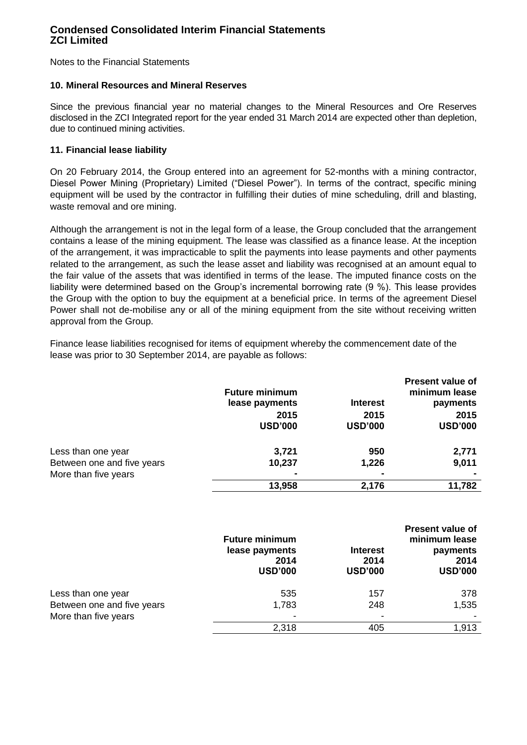Notes to the Financial Statements

### 10. Mineral Resources and Mineral Reserves

Since the previous financial year no material changes to the Mineral Resources and Ore Reserves disclosed in the ZCI Integrated report for the year ended 31 March 2014 are expected other than depletion, due to continued mining activities.

### 11. Financial lease liability

On 20 February 2014, the Group entered into an agreement for 52-months with a mining contractor, Diesel Power Mining (Proprietary) Limited ("Diesel Power"). In terms of the contract, specific mining equipment will be used by the contractor in fulfilling their duties of mine scheduling, drill and blasting, waste removal and ore mining.

Although the arrangement is not in the legal form of a lease, the Group concluded that the arrangement contains a lease of the mining equipment. The lease was classified as a finance lease. At the inception of the arrangement, it was impracticable to split the payments into lease payments and other payments related to the arrangement, as such the lease asset and liability was recognised at an amount equal to the fair value of the assets that was identified in terms of the lease. The imputed finance costs on the liability were determined based on the Group's incremental borrowing rate (9 %). This lease provides the Group with the option to buy the equipment at a beneficial price. In terms of the agreement Diesel Power shall not de-mobilise any or all of the mining equipment from the site without receiving written approval from the Group.

Finance lease liabilities recognised for items of equipment whereby the commencement date of the lease was prior to 30 September 2014, are payable as follows:

| | Future minimum lease payments 2015 USD'000 | Interest 2015 USD'000 | Present value of minimum lease payments 2015 USD'000 |
|---|---|---|---|
| Less than one year | **3,721** | **950** | **2,771** |
| Between one and five years | **10,237** | **1,226** | **9,011** |
| More than five years | **-** | **-** | **-** |
| | **13,958** | **2,176** | **11,782** |

| | Future minimum lease payments 2014 USD'000 | Interest 2014 USD'000 | Present value of minimum lease payments 2014 USD'000 |
|---|---|---|---|
| Less than one year | 535 | 157 | 378 |
| Between one and five years | 1,783 | 248 | 1,535 |
| More than five years | - | - | - |
| | 2,318 | 405 | 1,913 |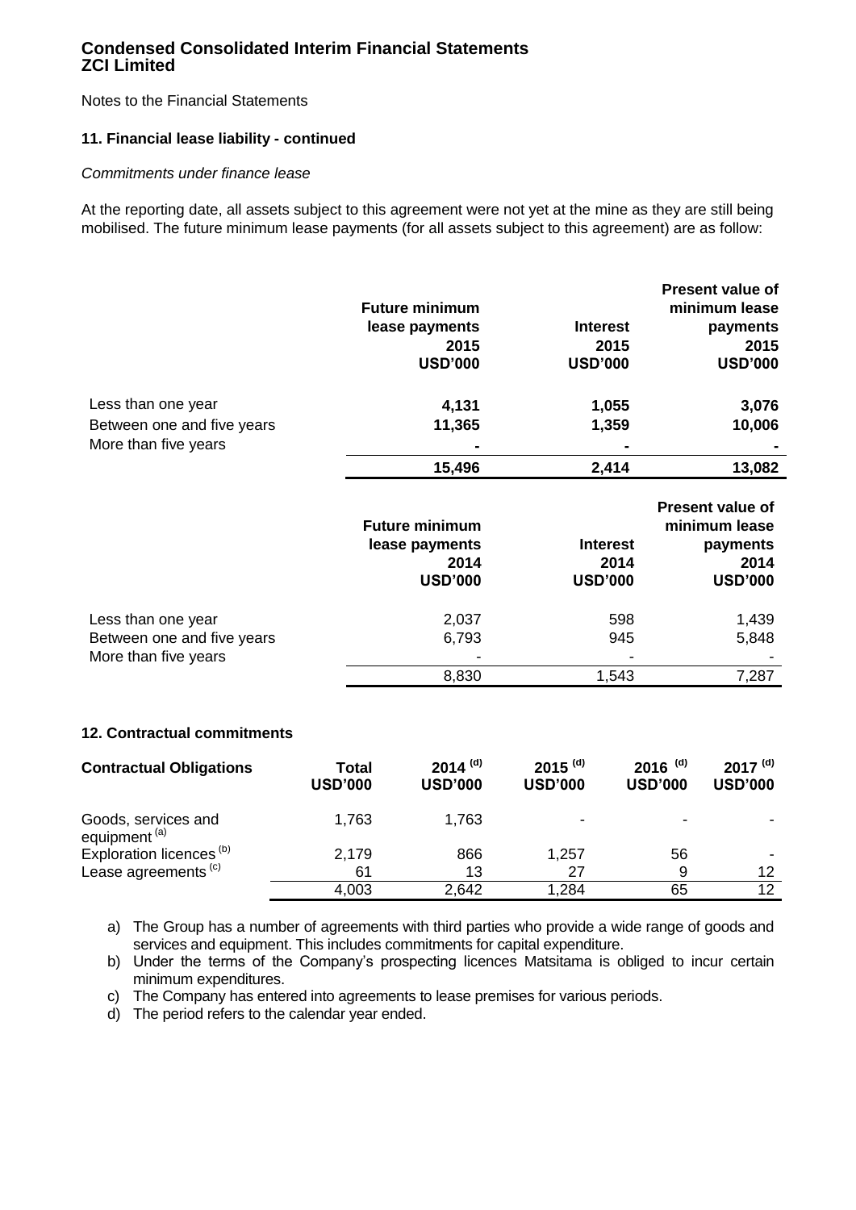# Condensed Consolidated Interim Financial Statements
# ZCI Limited

Notes to the Financial Statements

### 11. Financial lease liability - continued

*Commitments under finance lease*

At the reporting date, all assets subject to this agreement were not yet at the mine as they are still being mobilised. The future minimum lease payments (for all assets subject to this agreement) are as follow:

| | Future minimum lease payments 2015 USD'000 | Interest 2015 USD'000 | Present value of minimum lease payments 2015 USD'000 |
|---|---|---|---|
| Less than one year | **4,131** | **1,055** | **3,076** |
| Between one and five years | **11,365** | **1,359** | **10,006** |
| More than five years | **-** | **-** | **-** |
| | **15,496** | **2,414** | **13,082** |

| | Future minimum lease payments 2014 USD'000 | Interest 2014 USD'000 | Present value of minimum lease payments 2014 USD'000 |
|---|---|---|---|
| Less than one year | 2,037 | 598 | 1,439 |
| Between one and five years | 6,793 | 945 | 5,848 |
| More than five years | - | - | - |
| | 8,830 | 1,543 | 7,287 |

### 12. Contractual commitments

| Contractual Obligations | Total USD'000 | 2014 (d) USD'000 | 2015 (d) USD'000 | 2016 (d) USD'000 | 2017 (d) USD'000 |
|---|---|---|---|---|---|
| Goods, services and equipment (a) | 1,763 | 1,763 | - | - | - |
| Exploration licences (b) | 2,179 | 866 | 1,257 | 56 | - |
| Lease agreements (c) | 61 | 13 | 27 | 9 | 12 |
| | 4,003 | 2,642 | 1,284 | 65 | 12 |

a) The Group has a number of agreements with third parties who provide a wide range of goods and services and equipment. This includes commitments for capital expenditure.

b) Under the terms of the Company's prospecting licences Matsitama is obliged to incur certain minimum expenditures.

c) The Company has entered into agreements to lease premises for various periods.

d) The period refers to the calendar year ended.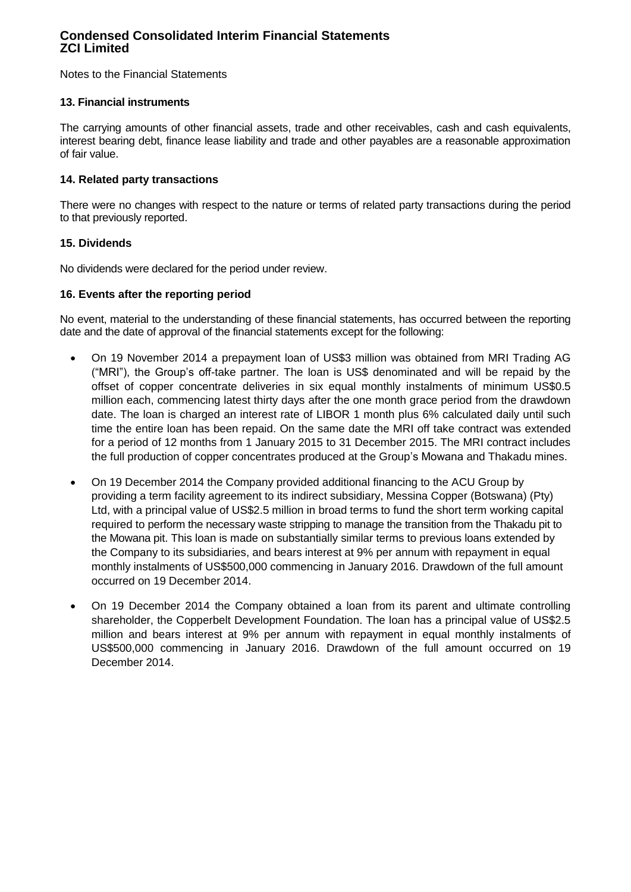Notes to the Financial Statements

### 13. Financial instruments

The carrying amounts of other financial assets, trade and other receivables, cash and cash equivalents, interest bearing debt, finance lease liability and trade and other payables are a reasonable approximation of fair value.

### 14. Related party transactions

There were no changes with respect to the nature or terms of related party transactions during the period to that previously reported.

### 15. Dividends

No dividends were declared for the period under review.

### 16. Events after the reporting period

No event, material to the understanding of these financial statements, has occurred between the reporting date and the date of approval of the financial statements except for the following:

- On 19 November 2014 a prepayment loan of US$3 million was obtained from MRI Trading AG ("MRI"), the Group's off-take partner. The loan is US$ denominated and will be repaid by the offset of copper concentrate deliveries in six equal monthly instalments of minimum US$0.5 million each, commencing latest thirty days after the one month grace period from the drawdown date. The loan is charged an interest rate of LIBOR 1 month plus 6% calculated daily until such time the entire loan has been repaid. On the same date the MRI off take contract was extended for a period of 12 months from 1 January 2015 to 31 December 2015. The MRI contract includes the full production of copper concentrates produced at the Group's Mowana and Thakadu mines.
- On 19 December 2014 the Company provided additional financing to the ACU Group by providing a term facility agreement to its indirect subsidiary, Messina Copper (Botswana) (Pty) Ltd, with a principal value of US$2.5 million in broad terms to fund the short term working capital required to perform the necessary waste stripping to manage the transition from the Thakadu pit to the Mowana pit. This loan is made on substantially similar terms to previous loans extended by the Company to its subsidiaries, and bears interest at 9% per annum with repayment in equal monthly instalments of US$500,000 commencing in January 2016. Drawdown of the full amount occurred on 19 December 2014.
- On 19 December 2014 the Company obtained a loan from its parent and ultimate controlling shareholder, the Copperbelt Development Foundation. The loan has a principal value of US$2.5 million and bears interest at 9% per annum with repayment in equal monthly instalments of US$500,000 commencing in January 2016. Drawdown of the full amount occurred on 19 December 2014.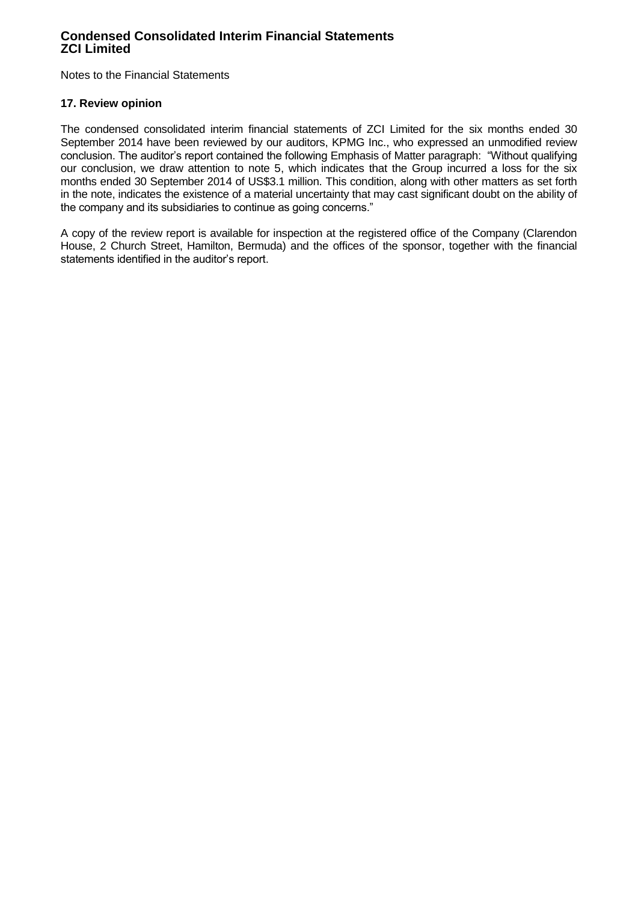Notes to the Financial Statements

### 17. Review opinion

The condensed consolidated interim financial statements of ZCI Limited for the six months ended 30 September 2014 have been reviewed by our auditors, KPMG Inc., who expressed an unmodified review conclusion. The auditor's report contained the following Emphasis of Matter paragraph: "Without qualifying our conclusion, we draw attention to note 5, which indicates that the Group incurred a loss for the six months ended 30 September 2014 of US$3.1 million. This condition, along with other matters as set forth in the note, indicates the existence of a material uncertainty that may cast significant doubt on the ability of the company and its subsidiaries to continue as going concerns."

A copy of the review report is available for inspection at the registered office of the Company (Clarendon House, 2 Church Street, Hamilton, Bermuda) and the offices of the sponsor, together with the financial statements identified in the auditor's report.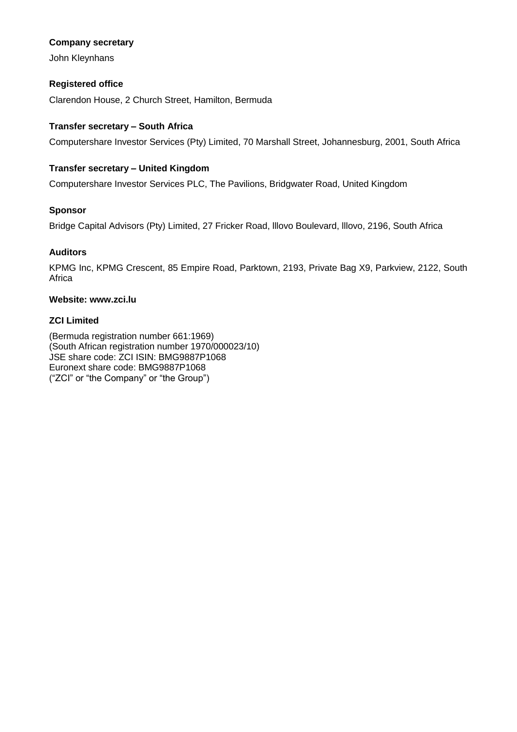**Company secretary**

John Kleynhans

**Registered office**

Clarendon House, 2 Church Street, Hamilton, Bermuda

**Transfer secretary – South Africa**

Computershare Investor Services (Pty) Limited, 70 Marshall Street, Johannesburg, 2001, South Africa

**Transfer secretary – United Kingdom**

Computershare Investor Services PLC, The Pavilions, Bridgwater Road, United Kingdom

**Sponsor**

Bridge Capital Advisors (Pty) Limited, 27 Fricker Road, lllovo Boulevard, lllovo, 2196, South Africa

**Auditors**

KPMG Inc, KPMG Crescent, 85 Empire Road, Parktown, 2193, Private Bag X9, Parkview, 2122, South Africa

**Website: www.zci.lu**

**ZCI Limited**

(Bermuda registration number 661:1969)
(South African registration number 1970/000023/10)
JSE share code: ZCI ISIN: BMG9887P1068
Euronext share code: BMG9887P1068
("ZCI" or "the Company" or "the Group")